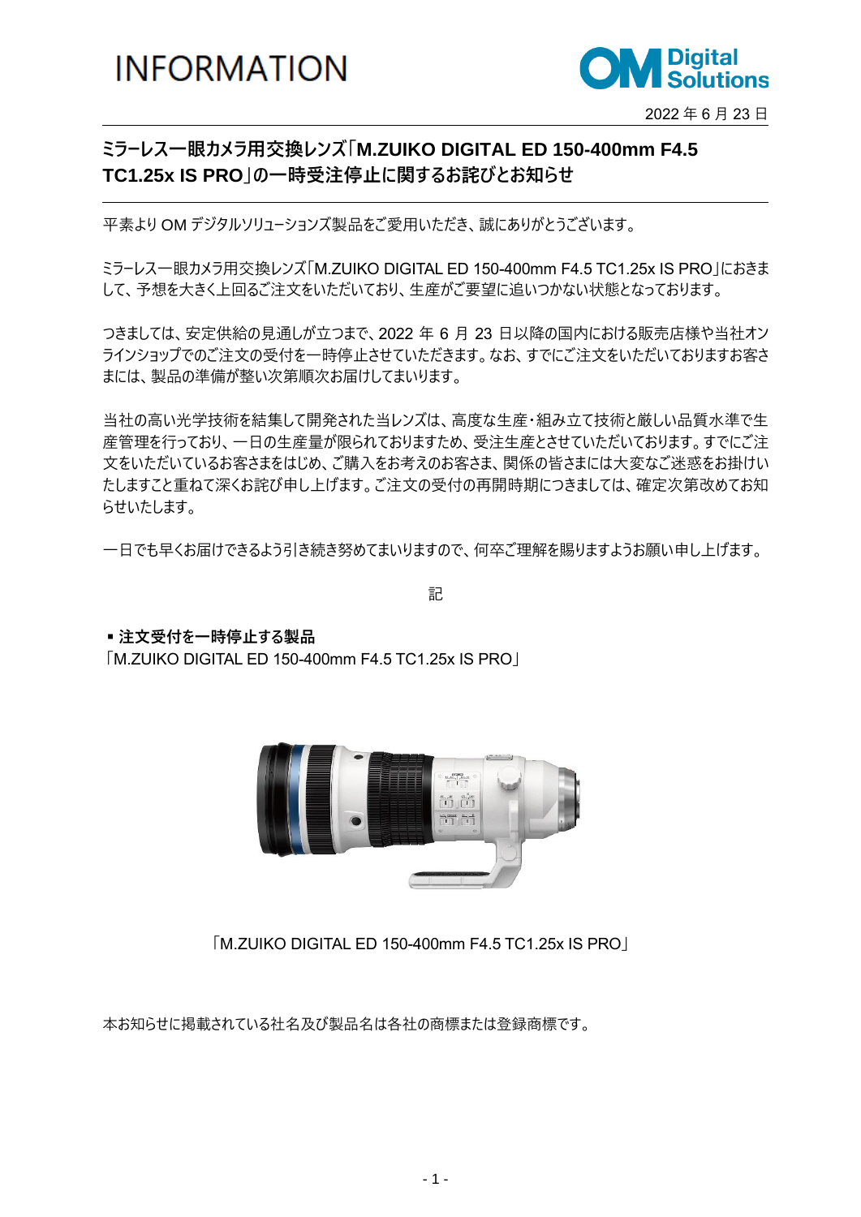INFORMATION

2022 年 6 月 23 日

# ミラーレス一眼カメラ用交換レンズ「M.ZUIKO DIGITAL ED 150-400mm F4.5 TC1.25x IS PRO」の一時受注停止に関するお詫びとお知らせ

平素より OM デジタルソリューションズ製品をご愛用いただき、誠にありがとうございます。

ミラーレス一眼カメラ用交換レンズ「M.ZUIKO DIGITAL ED 150-400mm F4.5 TC1.25x IS PRO」におきまして、予想を大きく上回るご注文をいただいており、生産がご要望に追いつかない状態となっております。

つきましては、安定供給の見通しが立つまで、2022 年 6 月 23 日以降の国内における販売店様や当社オンラインショップでのご注文の受付を一時停止させていただきます。なお、すでにご注文をいただいておりますお客さまには、製品の準備が整い次第順次お届けしてまいります。

当社の高い光学技術を結集して開発された当レンズは、高度な生産・組み立て技術と厳しい品質水準で生産管理を行っており、一日の生産量が限られておりますため、受注生産とさせていただいております。すでにご注文をいただいているお客さまをはじめ、ご購入をお考えのお客さま、関係の皆さまには大変なご迷惑をお掛けいたしますこと重ねて深くお詫び申し上げます。ご注文の受付の再開時期につきましては、確定次第改めてお知らせいたします。

一日でも早くお届けできるよう引き続き努めてまいりますので、何卒ご理解を賜りますようお願い申し上げます。

記

**▪ 注文受付を一時停止する製品**

「M.ZUIKO DIGITAL ED 150-400mm F4.5 TC1.25x IS PRO」

「M.ZUIKO DIGITAL ED 150-400mm F4.5 TC1.25x IS PRO」

本お知らせに掲載されている社名及び製品名は各社の商標または登録商標です。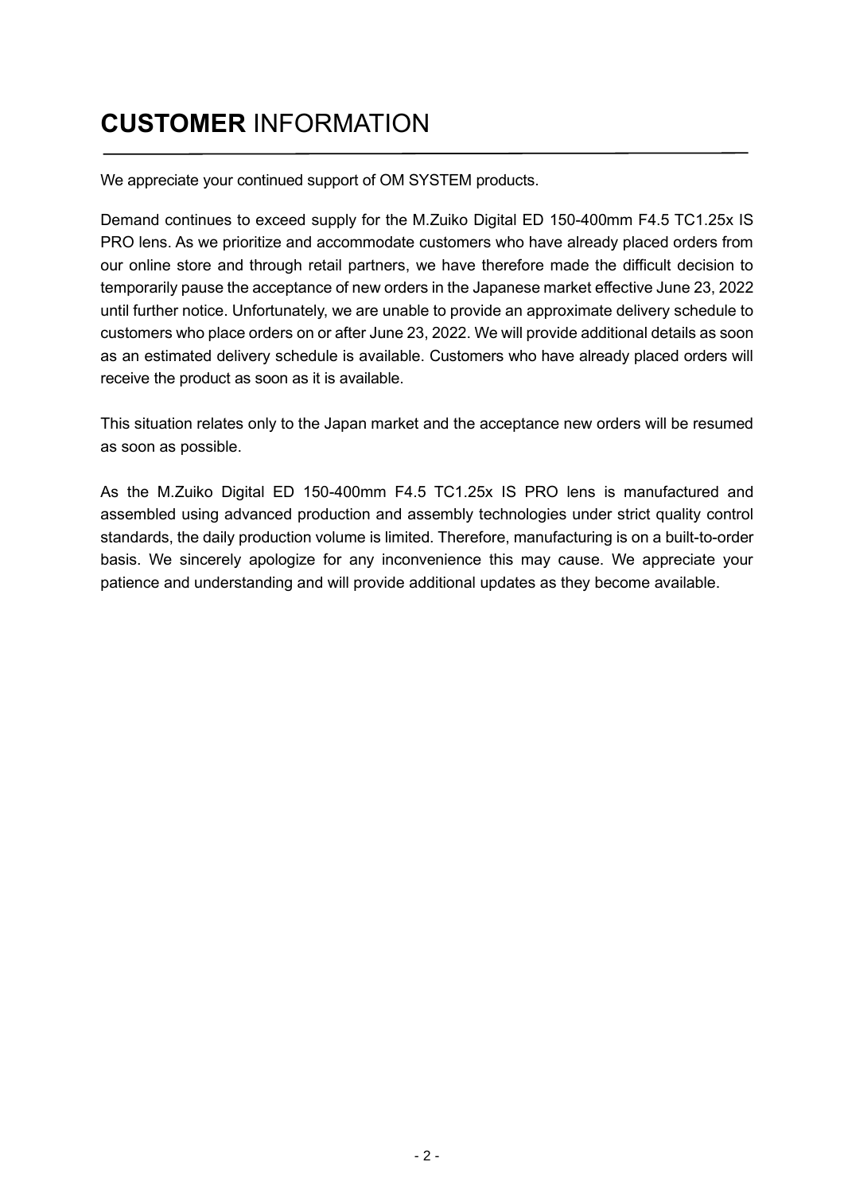# **CUSTOMER** INFORMATION

We appreciate your continued support of OM SYSTEM products.

Demand continues to exceed supply for the M.Zuiko Digital ED 150-400mm F4.5 TC1.25x IS PRO lens. As we prioritize and accommodate customers who have already placed orders from our online store and through retail partners, we have therefore made the difficult decision to temporarily pause the acceptance of new orders in the Japanese market effective June 23, 2022 until further notice. Unfortunately, we are unable to provide an approximate delivery schedule to customers who place orders on or after June 23, 2022. We will provide additional details as soon as an estimated delivery schedule is available. Customers who have already placed orders will receive the product as soon as it is available.

This situation relates only to the Japan market and the acceptance new orders will be resumed as soon as possible.

As the M.Zuiko Digital ED 150-400mm F4.5 TC1.25x IS PRO lens is manufactured and assembled using advanced production and assembly technologies under strict quality control standards, the daily production volume is limited. Therefore, manufacturing is on a built-to-order basis. We sincerely apologize for any inconvenience this may cause. We appreciate your patience and understanding and will provide additional updates as they become available.